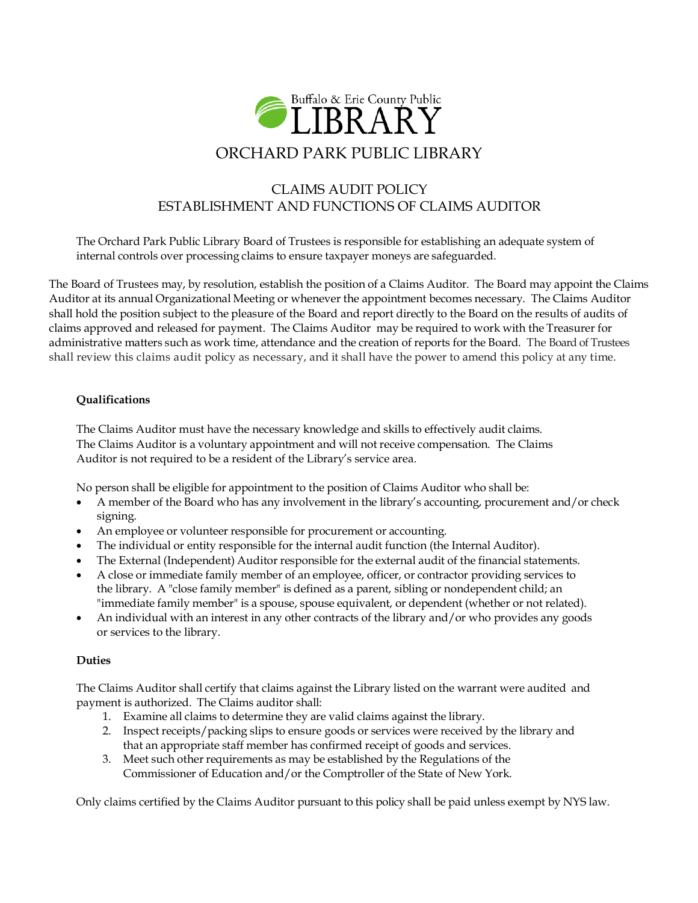Buffalo & Erie County Public LIBRARY

# ORCHARD PARK PUBLIC LIBRARY

## CLAIMS AUDIT POLICY
## ESTABLISHMENT AND FUNCTIONS OF CLAIMS AUDITOR

The Orchard Park Public Library Board of Trustees is responsible for establishing an adequate system of internal controls over processing claims to ensure taxpayer moneys are safeguarded.

The Board of Trustees may, by resolution, establish the position of a Claims Auditor. The Board may appoint the Claims Auditor at its annual Organizational Meeting or whenever the appointment becomes necessary. The Claims Auditor shall hold the position subject to the pleasure of the Board and report directly to the Board on the results of audits of claims approved and released for payment. The Claims Auditor may be required to work with the Treasurer for administrative matters such as work time, attendance and the creation of reports for the Board. The Board of Trustees shall review this claims audit policy as necessary, and it shall have the power to amend this policy at any time.

**Qualifications**

The Claims Auditor must have the necessary knowledge and skills to effectively audit claims. The Claims Auditor is a voluntary appointment and will not receive compensation. The Claims Auditor is not required to be a resident of the Library's service area.

No person shall be eligible for appointment to the position of Claims Auditor who shall be:

- A member of the Board who has any involvement in the library's accounting, procurement and/or check signing.
- An employee or volunteer responsible for procurement or accounting.
- The individual or entity responsible for the internal audit function (the Internal Auditor).
- The External (Independent) Auditor responsible for the external audit of the financial statements.
- A close or immediate family member of an employee, officer, or contractor providing services to the library. A "close family member" is defined as a parent, sibling or nondependent child; an "immediate family member" is a spouse, spouse equivalent, or dependent (whether or not related).
- An individual with an interest in any other contracts of the library and/or who provides any goods or services to the library.

**Duties**

The Claims Auditor shall certify that claims against the Library listed on the warrant were audited and payment is authorized. The Claims auditor shall:

1. Examine all claims to determine they are valid claims against the library.
2. Inspect receipts/packing slips to ensure goods or services were received by the library and that an appropriate staff member has confirmed receipt of goods and services.
3. Meet such other requirements as may be established by the Regulations of the Commissioner of Education and/or the Comptroller of the State of New York.

Only claims certified by the Claims Auditor pursuant to this policy shall be paid unless exempt by NYS law.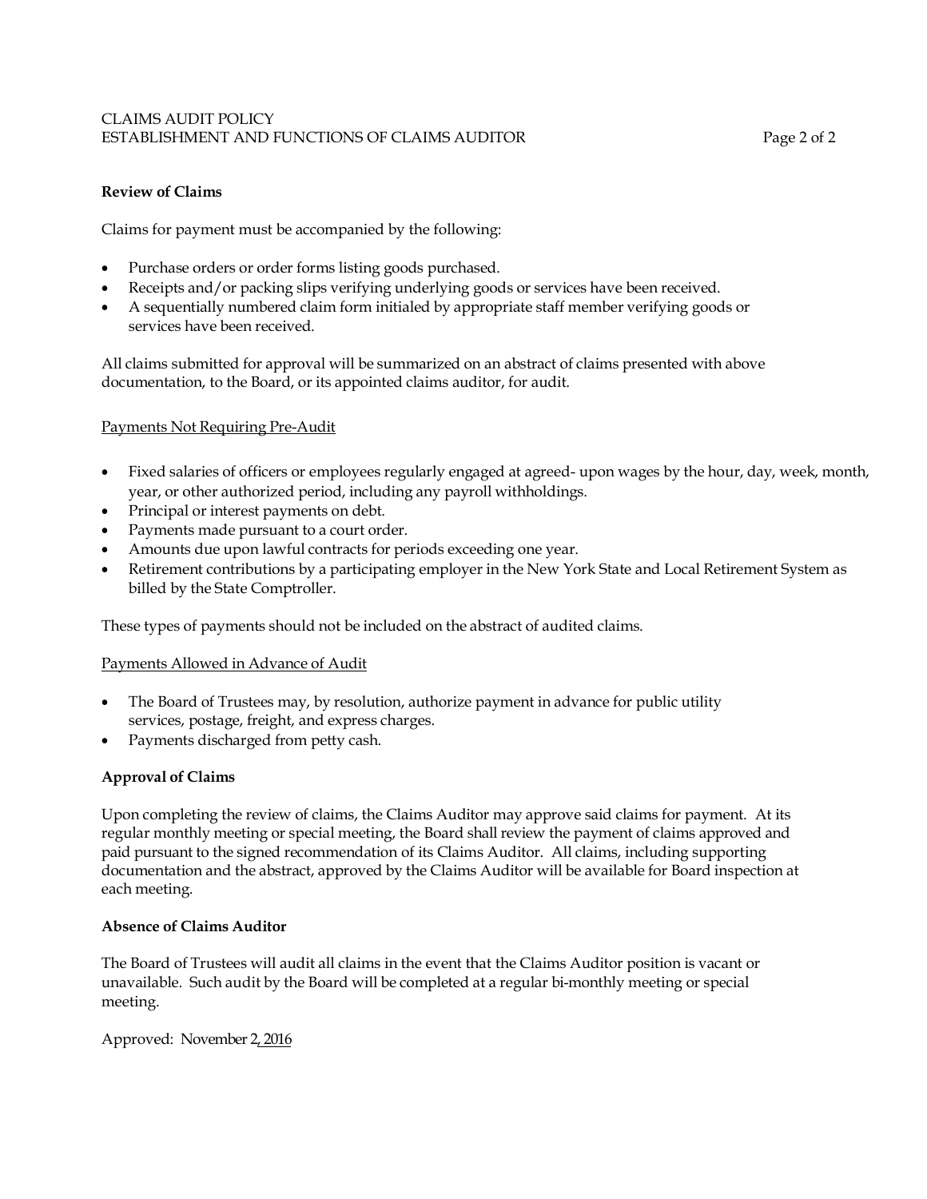**Review of Claims**

Claims for payment must be accompanied by the following:

- Purchase orders or order forms listing goods purchased.
- Receipts and/or packing slips verifying underlying goods or services have been received.
- A sequentially numbered claim form initialed by appropriate staff member verifying goods or services have been received.

All claims submitted for approval will be summarized on an abstract of claims presented with above documentation, to the Board, or its appointed claims auditor, for audit.

Payments Not Requiring Pre-Audit

- Fixed salaries of officers or employees regularly engaged at agreed- upon wages by the hour, day, week, month, year, or other authorized period, including any payroll withholdings.
- Principal or interest payments on debt.
- Payments made pursuant to a court order.
- Amounts due upon lawful contracts for periods exceeding one year.
- Retirement contributions by a participating employer in the New York State and Local Retirement System as billed by the State Comptroller.

These types of payments should not be included on the abstract of audited claims.

Payments Allowed in Advance of Audit

- The Board of Trustees may, by resolution, authorize payment in advance for public utility services, postage, freight, and express charges.
- Payments discharged from petty cash.

**Approval of Claims**

Upon completing the review of claims, the Claims Auditor may approve said claims for payment. At its regular monthly meeting or special meeting, the Board shall review the payment of claims approved and paid pursuant to the signed recommendation of its Claims Auditor. All claims, including supporting documentation and the abstract, approved by the Claims Auditor will be available for Board inspection at each meeting.

**Absence of Claims Auditor**

The Board of Trustees will audit all claims in the event that the Claims Auditor position is vacant or unavailable. Such audit by the Board will be completed at a regular bi-monthly meeting or special meeting.

Approved: November 2, 2016